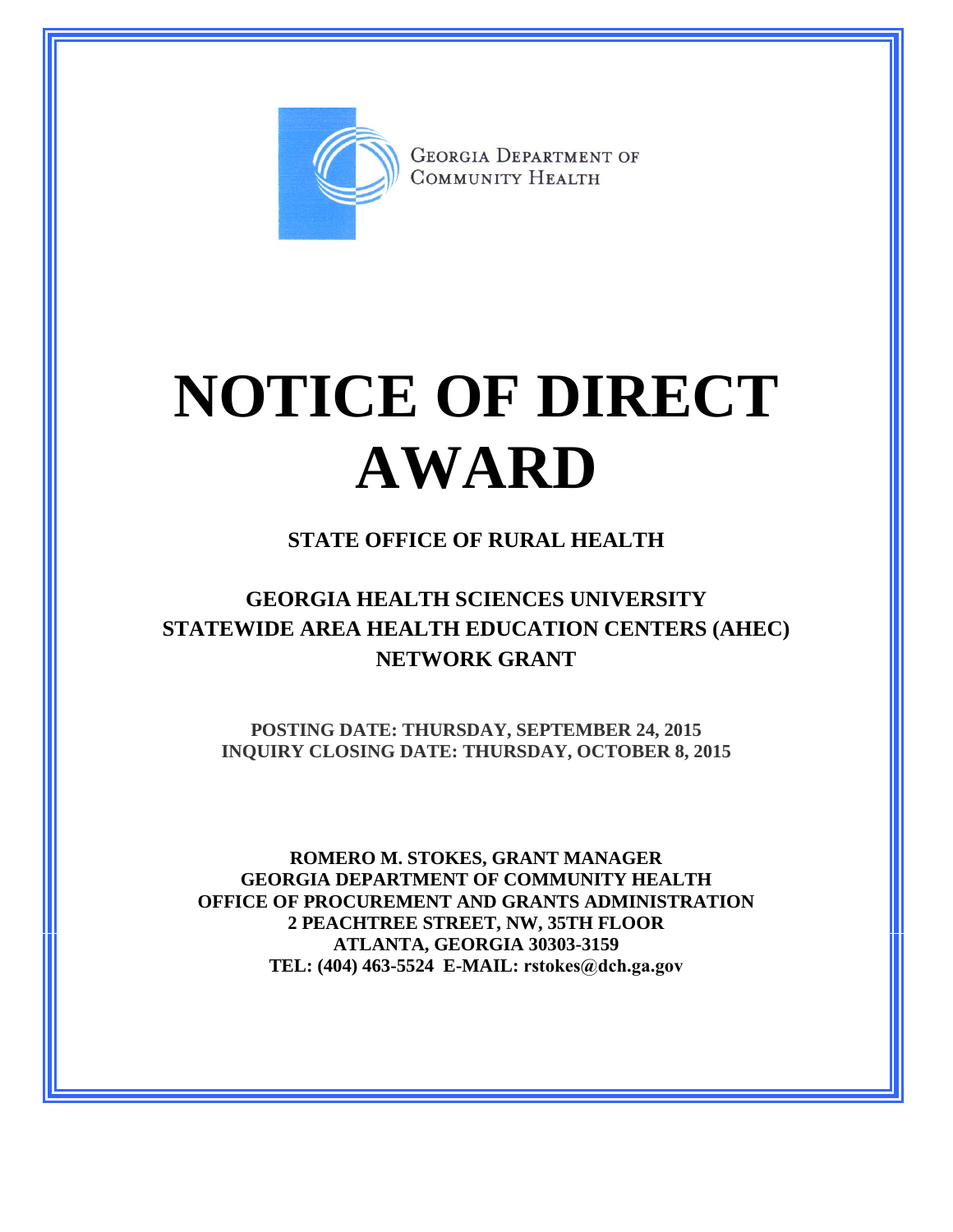GEORGIA DEPARTMENT OF COMMUNITY HEALTH

# NOTICE OF DIRECT AWARD

**STATE OFFICE OF RURAL HEALTH**

## GEORGIA HEALTH SCIENCES UNIVERSITY STATEWIDE AREA HEALTH EDUCATION CENTERS (AHEC) NETWORK GRANT

**POSTING DATE: THURSDAY, SEPTEMBER 24, 2015**
**INQUIRY CLOSING DATE: THURSDAY, OCTOBER 8, 2015**

**ROMERO M. STOKES, GRANT MANAGER**
**GEORGIA DEPARTMENT OF COMMUNITY HEALTH**
**OFFICE OF PROCUREMENT AND GRANTS ADMINISTRATION**
**2 PEACHTREE STREET, NW, 35TH FLOOR**
**ATLANTA, GEORGIA 30303-3159**
**TEL: (404) 463-5524 E-MAIL: rstokes@dch.ga.gov**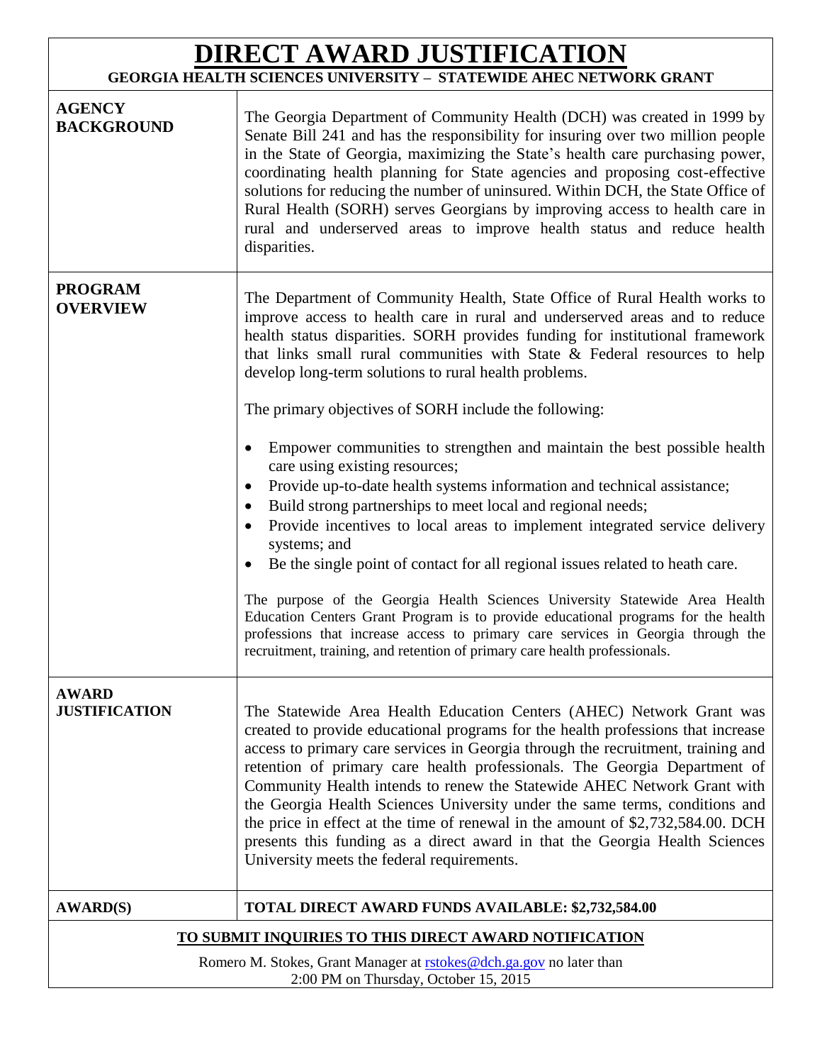# DIRECT AWARD JUSTIFICATION

## GEORGIA HEALTH SCIENCES UNIVERSITY – STATEWIDE AHEC NETWORK GRANT

| | |
|---|---|
| **AGENCY BACKGROUND** | The Georgia Department of Community Health (DCH) was created in 1999 by Senate Bill 241 and has the responsibility for insuring over two million people in the State of Georgia, maximizing the State's health care purchasing power, coordinating health planning for State agencies and proposing cost-effective solutions for reducing the number of uninsured. Within DCH, the State Office of Rural Health (SORH) serves Georgians by improving access to health care in rural and underserved areas to improve health status and reduce health disparities. |
| **PROGRAM OVERVIEW** | The Department of Community Health, State Office of Rural Health works to improve access to health care in rural and underserved areas and to reduce health status disparities. SORH provides funding for institutional framework that links small rural communities with State & Federal resources to help develop long-term solutions to rural health problems.<br><br>The primary objectives of SORH include the following:<br><br>• Empower communities to strengthen and maintain the best possible health care using existing resources;<br>• Provide up-to-date health systems information and technical assistance;<br>• Build strong partnerships to meet local and regional needs;<br>• Provide incentives to local areas to implement integrated service delivery systems; and<br>• Be the single point of contact for all regional issues related to heath care.<br><br>The purpose of the Georgia Health Sciences University Statewide Area Health Education Centers Grant Program is to provide educational programs for the health professions that increase access to primary care services in Georgia through the recruitment, training, and retention of primary care health professionals. |
| **AWARD JUSTIFICATION** | The Statewide Area Health Education Centers (AHEC) Network Grant was created to provide educational programs for the health professions that increase access to primary care services in Georgia through the recruitment, training and retention of primary care health professionals. The Georgia Department of Community Health intends to renew the Statewide AHEC Network Grant with the Georgia Health Sciences University under the same terms, conditions and the price in effect at the time of renewal in the amount of $2,732,584.00. DCH presents this funding as a direct award in that the Georgia Health Sciences University meets the federal requirements. |
| **AWARD(S)** | **TOTAL DIRECT AWARD FUNDS AVAILABLE: $2,732,584.00** |

**TO SUBMIT INQUIRIES TO THIS DIRECT AWARD NOTIFICATION**

Romero M. Stokes, Grant Manager at rstokes@dch.ga.gov no later than 2:00 PM on Thursday, October 15, 2015